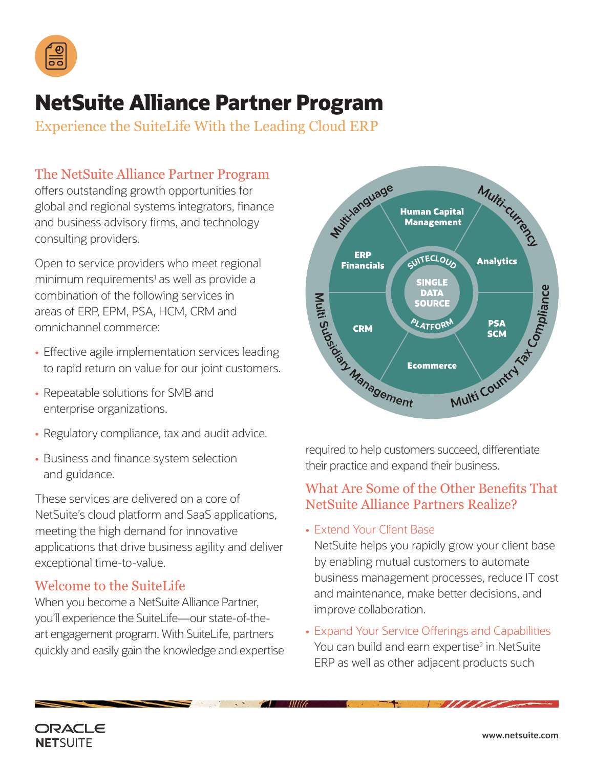# NetSuite Alliance Partner Program

## Experience the SuiteLife With the Leading Cloud ERP

### The NetSuite Alliance Partner Program

offers outstanding growth opportunities for global and regional systems integrators, finance and business advisory firms, and technology consulting providers.

Open to service providers who meet regional minimum requirements[1] as well as provide a combination of the following services in areas of ERP, EPM, PSA, HCM, CRM and omnichannel commerce:

- Effective agile implementation services leading to rapid return on value for our joint customers.
- Repeatable solutions for SMB and enterprise organizations.
- Regulatory compliance, tax and audit advice.
- Business and finance system selection and guidance.

These services are delivered on a core of NetSuite's cloud platform and SaaS applications, meeting the high demand for innovative applications that drive business agility and deliver exceptional time-to-value.

### Welcome to the SuiteLife

When you become a NetSuite Alliance Partner, you'll experience the SuiteLife—our state-of-the-art engagement program. With SuiteLife, partners quickly and easily gain the knowledge and expertise required to help customers succeed, differentiate their practice and expand their business.

### What Are Some of the Other Benefits That NetSuite Alliance Partners Realize?

- **Extend Your Client Base**
  NetSuite helps you rapidly grow your client base by enabling mutual customers to automate business management processes, reduce IT cost and maintenance, make better decisions, and improve collaboration.
- **Expand Your Service Offerings and Capabilities**
  You can build and earn expertise[2] in NetSuite ERP as well as other adjacent products such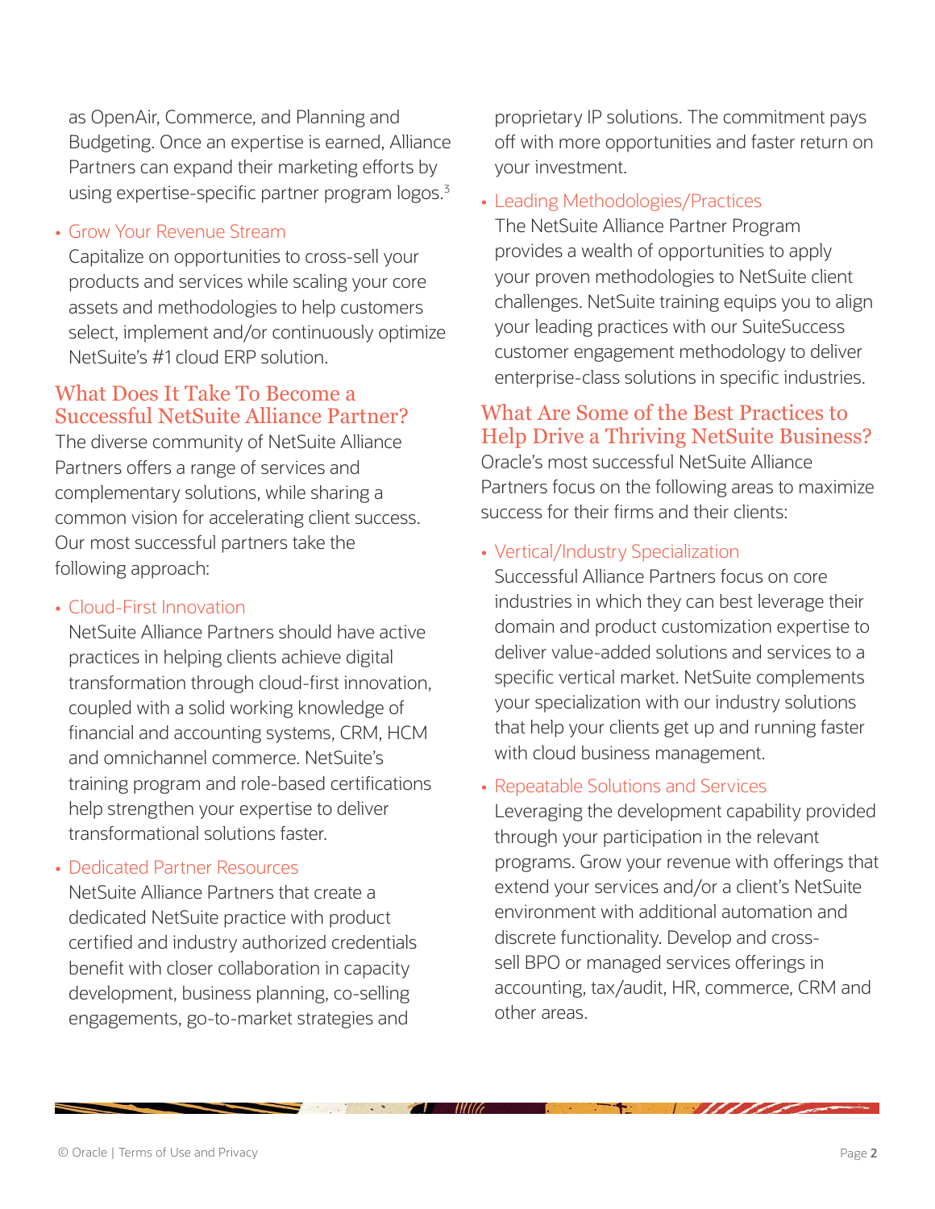as OpenAir, Commerce, and Planning and Budgeting. Once an expertise is earned, Alliance Partners can expand their marketing efforts by using expertise-specific partner program logos.[3]

- **Grow Your Revenue Stream**
  Capitalize on opportunities to cross-sell your products and services while scaling your core assets and methodologies to help customers select, implement and/or continuously optimize NetSuite's #1 cloud ERP solution.

## What Does It Take To Become a Successful NetSuite Alliance Partner?

The diverse community of NetSuite Alliance Partners offers a range of services and complementary solutions, while sharing a common vision for accelerating client success. Our most successful partners take the following approach:

- **Cloud-First Innovation**
  NetSuite Alliance Partners should have active practices in helping clients achieve digital transformation through cloud-first innovation, coupled with a solid working knowledge of financial and accounting systems, CRM, HCM and omnichannel commerce. NetSuite's training program and role-based certifications help strengthen your expertise to deliver transformational solutions faster.

- **Dedicated Partner Resources**
  NetSuite Alliance Partners that create a dedicated NetSuite practice with product certified and industry authorized credentials benefit with closer collaboration in capacity development, business planning, co-selling engagements, go-to-market strategies and proprietary IP solutions. The commitment pays off with more opportunities and faster return on your investment.

- **Leading Methodologies/Practices**
  The NetSuite Alliance Partner Program provides a wealth of opportunities to apply your proven methodologies to NetSuite client challenges. NetSuite training equips you to align your leading practices with our SuiteSuccess customer engagement methodology to deliver enterprise-class solutions in specific industries.

## What Are Some of the Best Practices to Help Drive a Thriving NetSuite Business?

Oracle's most successful NetSuite Alliance Partners focus on the following areas to maximize success for their firms and their clients:

- **Vertical/Industry Specialization**
  Successful Alliance Partners focus on core industries in which they can best leverage their domain and product customization expertise to deliver value-added solutions and services to a specific vertical market. NetSuite complements your specialization with our industry solutions that help your clients get up and running faster with cloud business management.

- **Repeatable Solutions and Services**
  Leveraging the development capability provided through your participation in the relevant programs. Grow your revenue with offerings that extend your services and/or a client's NetSuite environment with additional automation and discrete functionality. Develop and cross-sell BPO or managed services offerings in accounting, tax/audit, HR, commerce, CRM and other areas.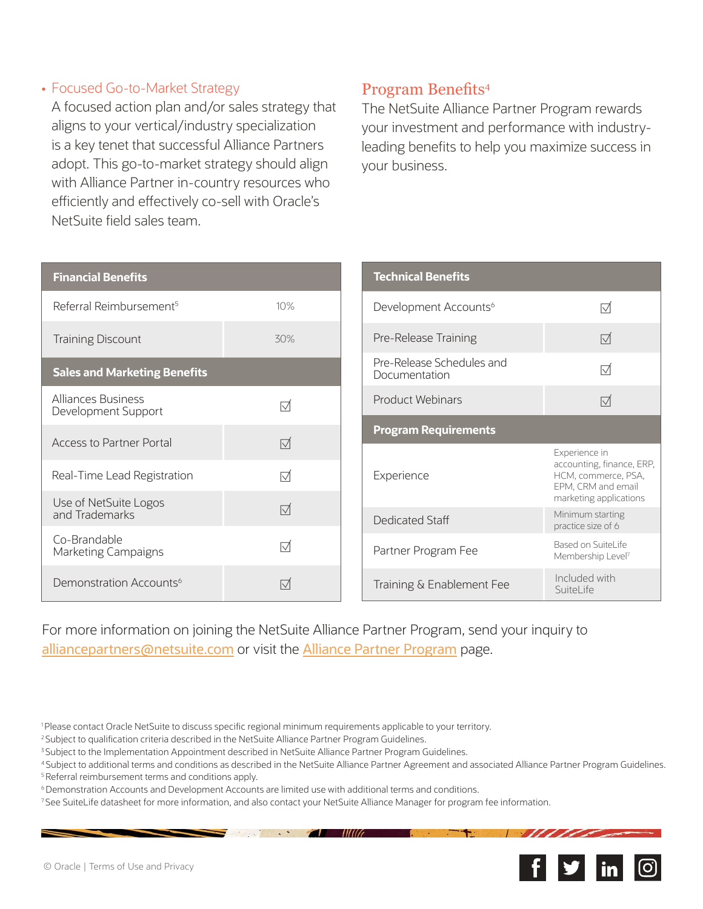- Focused Go-to-Market Strategy
  A focused action plan and/or sales strategy that aligns to your vertical/industry specialization is a key tenet that successful Alliance Partners adopt. This go-to-market strategy should align with Alliance Partner in-country resources who efficiently and effectively co-sell with Oracle's NetSuite field sales team.

## Program Benefits[4]

The NetSuite Alliance Partner Program rewards your investment and performance with industry-leading benefits to help you maximize success in your business.

| Financial Benefits | |
|---|---|
| Referral Reimbursement[5] | 10% |
| Training Discount | 30% |
| **Sales and Marketing Benefits** | |
| Alliances Business Development Support | ☑ |
| Access to Partner Portal | ☑ |
| Real-Time Lead Registration | ☑ |
| Use of NetSuite Logos and Trademarks | ☑ |
| Co-Brandable Marketing Campaigns | ☑ |
| Demonstration Accounts[6] | ☑ |

| Technical Benefits | |
|---|---|
| Development Accounts[6] | ☑ |
| Pre-Release Training | ☑ |
| Pre-Release Schedules and Documentation | ☑ |
| Product Webinars | ☑ |
| **Program Requirements** | |
| Experience | Experience in accounting, finance, ERP, HCM, commerce, PSA, EPM, CRM and email marketing applications |
| Dedicated Staff | Minimum starting practice size of 6 |
| Partner Program Fee | Based on SuiteLife Membership Level[7] |
| Training & Enablement Fee | Included with SuiteLife |

For more information on joining the NetSuite Alliance Partner Program, send your inquiry to alliancepartners@netsuite.com or visit the Alliance Partner Program page.

[1] Please contact Oracle NetSuite to discuss specific regional minimum requirements applicable to your territory.
[2] Subject to qualification criteria described in the NetSuite Alliance Partner Program Guidelines.
[3] Subject to the Implementation Appointment described in NetSuite Alliance Partner Program Guidelines.
[4] Subject to additional terms and conditions as described in the NetSuite Alliance Partner Agreement and associated Alliance Partner Program Guidelines.
[5] Referral reimbursement terms and conditions apply.
[6] Demonstration Accounts and Development Accounts are limited use with additional terms and conditions.
[7] See SuiteLife datasheet for more information, and also contact your NetSuite Alliance Manager for program fee information.

© Oracle | Terms of Use and Privacy